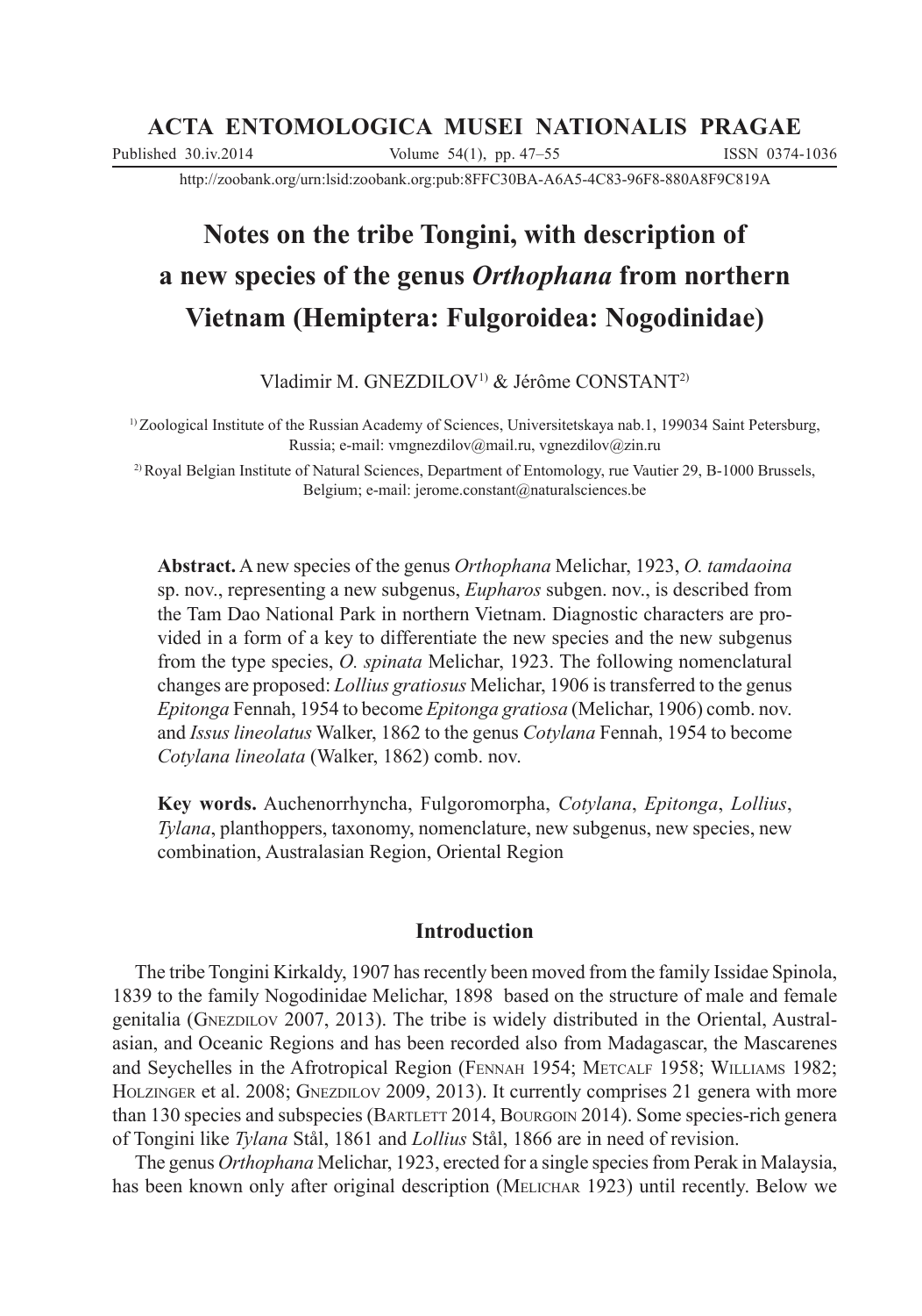ACTA ENTOMOLOGICA MUSEI NATIONALIS PRAGAE

Published 30.iv.2014 Volume 54(1), pp. 47–55 ISSN 0374-1036

http://zoobank.org/urn:lsid:zoobank.org:pub:8FFC30BA-A6A5-4C83-96F8-880A8F9C819A

# Notes on the tribe Tongini, with description of a new species of the genus *Orthophana* from northern Vietnam (Hemiptera: Fulgoroidea: Nogodinidae)

Vladimir M. GNEZDILOV[1] & Jérôme CONSTANT[2]

[1] Zoological Institute of the Russian Academy of Sciences, Universitetskaya nab.1, 199034 Saint Petersburg, Russia; e-mail: vmgnezdilov@mail.ru, vgnezdilov@zin.ru

[2] Royal Belgian Institute of Natural Sciences, Department of Entomology, rue Vautier 29, B-1000 Brussels, Belgium; e-mail: jerome.constant@naturalsciences.be

**Abstract.** A new species of the genus *Orthophana* Melichar, 1923, *O. tamdaoina* sp. nov., representing a new subgenus, *Eupharos* subgen. nov., is described from the Tam Dao National Park in northern Vietnam. Diagnostic characters are provided in a form of a key to differentiate the new species and the new subgenus from the type species, *O. spinata* Melichar, 1923. The following nomenclatural changes are proposed: *Lollius gratiosus* Melichar, 1906 is transferred to the genus *Epitonga* Fennah, 1954 to become *Epitonga gratiosa* (Melichar, 1906) comb. nov. and *Issus lineolatus* Walker, 1862 to the genus *Cotylana* Fennah, 1954 to become *Cotylana lineolata* (Walker, 1862) comb. nov.

**Key words.** Auchenorrhyncha, Fulgoromorpha, *Cotylana*, *Epitonga*, *Lollius*, *Tylana*, planthoppers, taxonomy, nomenclature, new subgenus, new species, new combination, Australasian Region, Oriental Region

## Introduction

The tribe Tongini Kirkaldy, 1907 has recently been moved from the family Issidae Spinola, 1839 to the family Nogodinidae Melichar, 1898 based on the structure of male and female genitalia (Gnezdilov 2007, 2013). The tribe is widely distributed in the Oriental, Australasian, and Oceanic Regions and has been recorded also from Madagascar, the Mascarenes and Seychelles in the Afrotropical Region (Fennah 1954; Metcalf 1958; Williams 1982; Holzinger et al. 2008; Gnezdilov 2009, 2013). It currently comprises 21 genera with more than 130 species and subspecies (Bartlett 2014, Bourgoin 2014). Some species-rich genera of Tongini like *Tylana* Stål, 1861 and *Lollius* Stål, 1866 are in need of revision.

The genus *Orthophana* Melichar, 1923, erected for a single species from Perak in Malaysia, has been known only after original description (Melichar 1923) until recently. Below we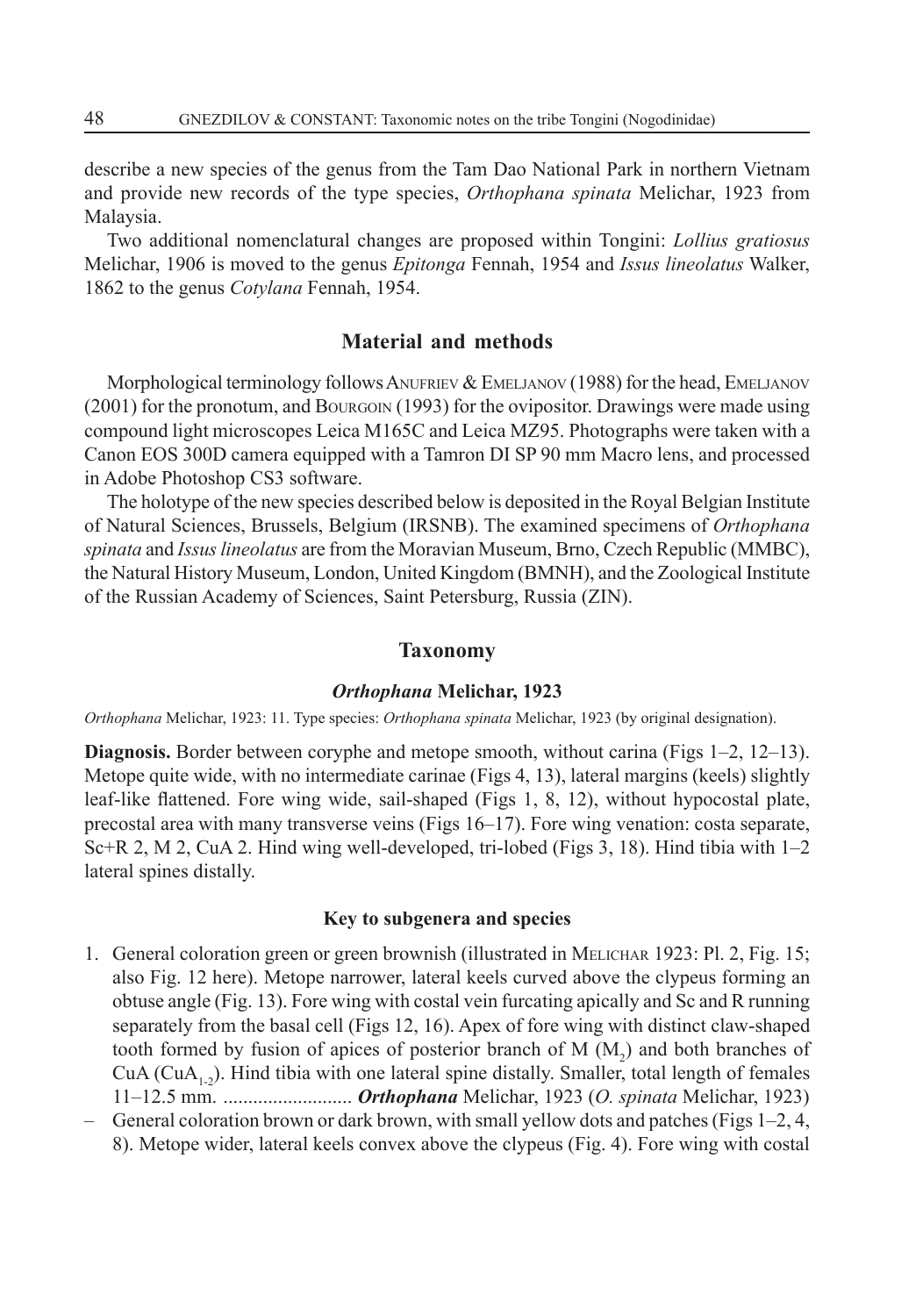describe a new species of the genus from the Tam Dao National Park in northern Vietnam and provide new records of the type species, *Orthophana spinata* Melichar, 1923 from Malaysia.

Two additional nomenclatural changes are proposed within Tongini: *Lollius gratiosus* Melichar, 1906 is moved to the genus *Epitonga* Fennah, 1954 and *Issus lineolatus* Walker, 1862 to the genus *Cotylana* Fennah, 1954.

## Material and methods

Morphological terminology follows Anufriev & Emeljanov (1988) for the head, Emeljanov (2001) for the pronotum, and Bourgoin (1993) for the ovipositor. Drawings were made using compound light microscopes Leica M165C and Leica MZ95. Photographs were taken with a Canon EOS 300D camera equipped with a Tamron DI SP 90 mm Macro lens, and processed in Adobe Photoshop CS3 software.

The holotype of the new species described below is deposited in the Royal Belgian Institute of Natural Sciences, Brussels, Belgium (IRSNB). The examined specimens of *Orthophana spinata* and *Issus lineolatus* are from the Moravian Museum, Brno, Czech Republic (MMBC), the Natural History Museum, London, United Kingdom (BMNH), and the Zoological Institute of the Russian Academy of Sciences, Saint Petersburg, Russia (ZIN).

## Taxonomy

### *Orthophana* Melichar, 1923

*Orthophana* Melichar, 1923: 11. Type species: *Orthophana spinata* Melichar, 1923 (by original designation).

**Diagnosis.** Border between coryphe and metope smooth, without carina (Figs 1–2, 12–13). Metope quite wide, with no intermediate carinae (Figs 4, 13), lateral margins (keels) slightly leaf-like flattened. Fore wing wide, sail-shaped (Figs 1, 8, 12), without hypocostal plate, precostal area with many transverse veins (Figs 16–17). Fore wing venation: costa separate, Sc+R 2, M 2, CuA 2. Hind wing well-developed, tri-lobed (Figs 3, 18). Hind tibia with 1–2 lateral spines distally.

#### Key to subgenera and species

1. General coloration green or green brownish (illustrated in Melichar 1923: Pl. 2, Fig. 15; also Fig. 12 here). Metope narrower, lateral keels curved above the clypeus forming an obtuse angle (Fig. 13). Fore wing with costal vein furcating apically and Sc and R running separately from the basal cell (Figs 12, 16). Apex of fore wing with distinct claw-shaped tooth formed by fusion of apices of posterior branch of M ($M_2$) and both branches of CuA ($CuA_{1-2}$). Hind tibia with one lateral spine distally. Smaller, total length of females 11–12.5 mm. .......................... ***Orthophana*** Melichar, 1923 (*O. spinata* Melichar, 1923)

– General coloration brown or dark brown, with small yellow dots and patches (Figs 1–2, 4, 8). Metope wider, lateral keels convex above the clypeus (Fig. 4). Fore wing with costal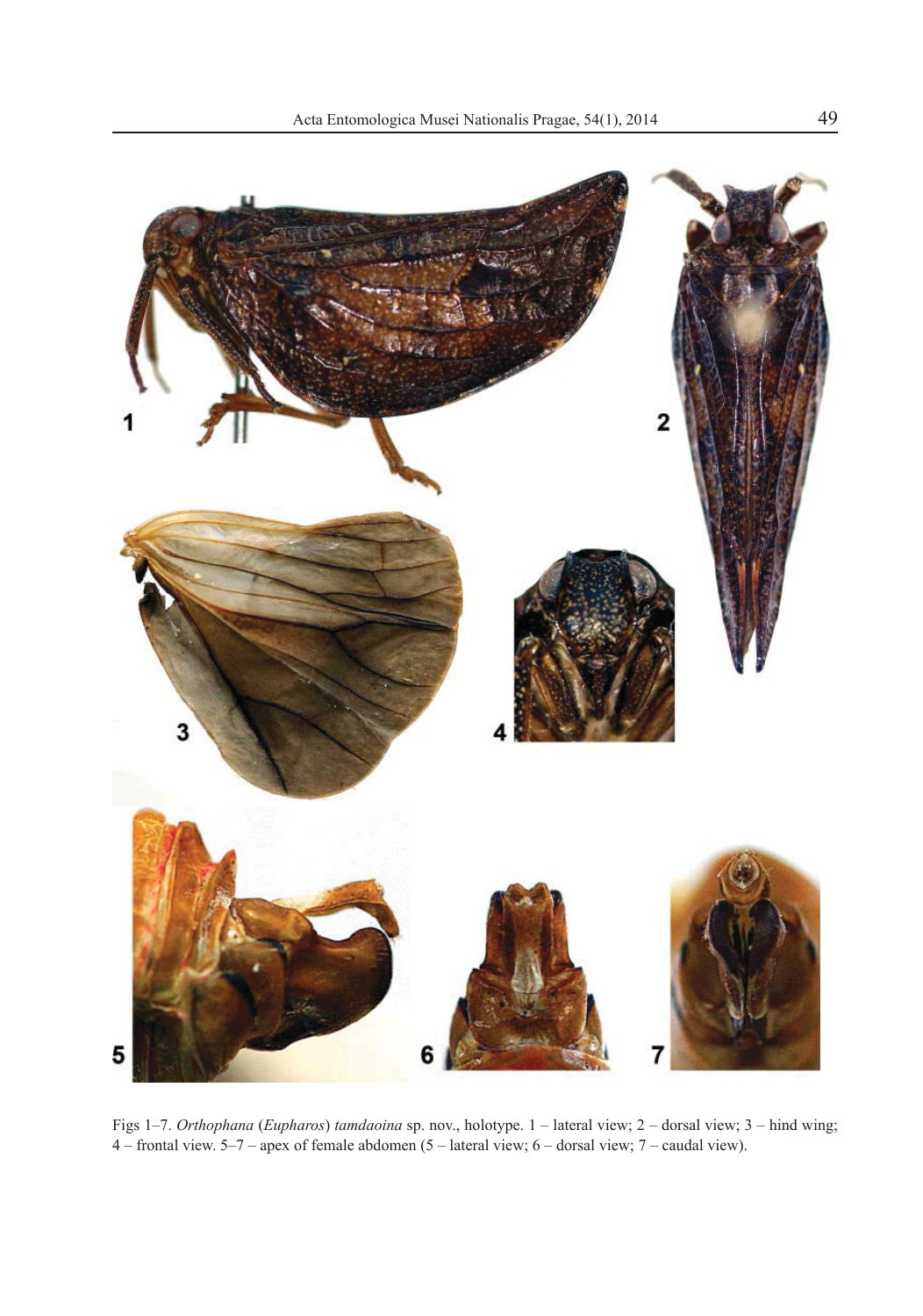Figs 1–7. *Orthophana* (*Eupharos*) *tamdaoina* sp. nov., holotype. 1 – lateral view; 2 – dorsal view; 3 – hind wing; 4 – frontal view. 5–7 – apex of female abdomen (5 – lateral view; 6 – dorsal view; 7 – caudal view).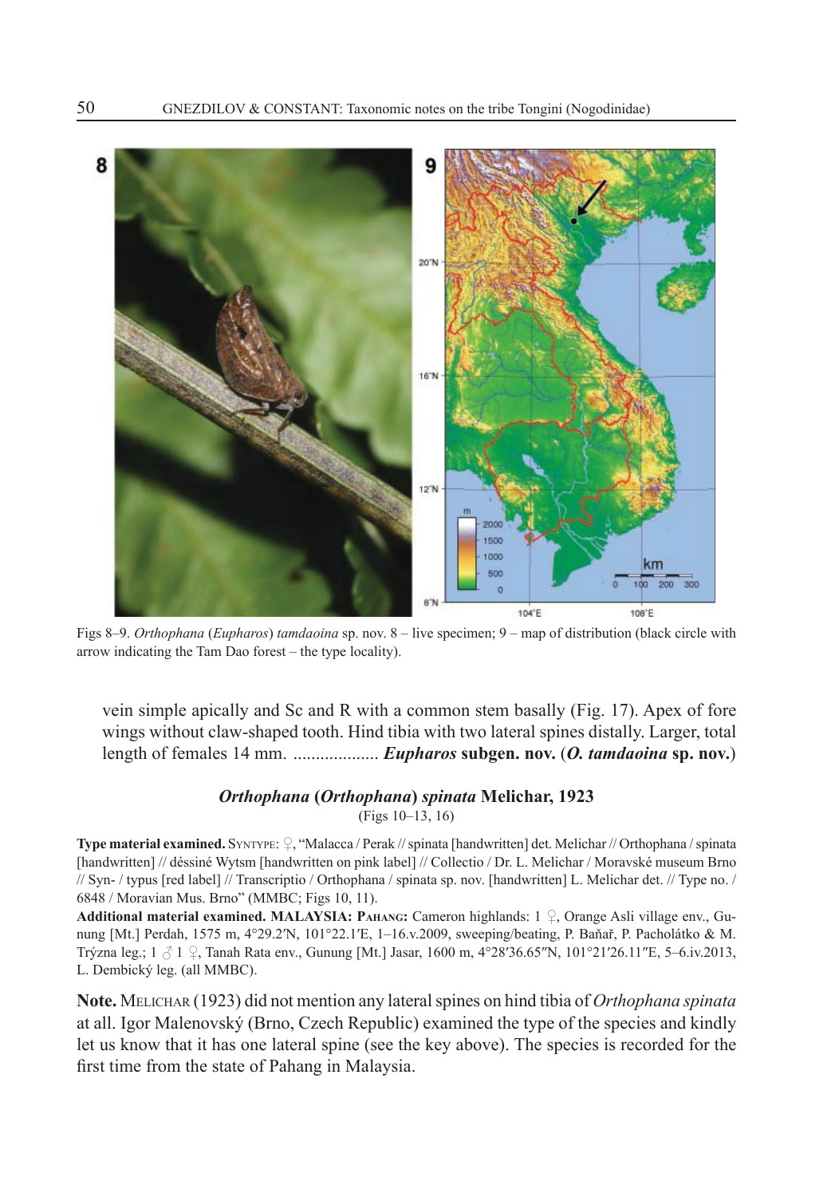Figs 8–9. *Orthophana* (*Eupharos*) *tamdaoina* sp. nov. 8 – live specimen; 9 – map of distribution (black circle with arrow indicating the Tam Dao forest – the type locality).

vein simple apically and Sc and R with a common stem basally (Fig. 17). Apex of fore wings without claw-shaped tooth. Hind tibia with two lateral spines distally. Larger, total length of females 14 mm. .................. ***Eupharos* subgen. nov.** (***O. tamdaoina* sp. nov.**)

### *Orthophana* (*Orthophana*) *spinata* Melichar, 1923

(Figs 10–13, 16)

**Type material examined.** Syntype: ♀, "Malacca / Perak // spinata [handwritten] det. Melichar // Orthophana / spinata [handwritten] // déssiné Wytsm [handwritten on pink label] // Collectio / Dr. L. Melichar / Moravské museum Brno // Syn- / typus [red label] // Transcriptio / Orthophana / spinata sp. nov. [handwritten] L. Melichar det. // Type no. / 6848 / Moravian Mus. Brno" (MMBC; Figs 10, 11).

**Additional material examined. MALAYSIA: Pahang:** Cameron highlands: 1 ♀, Orange Asli village env., Gunung [Mt.] Perdah, 1575 m, 4°29.2′N, 101°22.1′E, 1–16.v.2009, sweeping/beating, P. Baňař, P. Pacholátko & M. Trýzna leg.; 1 ♂ 1 ♀, Tanah Rata env., Gunung [Mt.] Jasar, 1600 m, 4°28′36.65″N, 101°21′26.11″E, 5–6.iv.2013, L. Dembický leg. (all MMBC).

**Note.** Melichar (1923) did not mention any lateral spines on hind tibia of *Orthophana spinata* at all. Igor Malenovský (Brno, Czech Republic) examined the type of the species and kindly let us know that it has one lateral spine (see the key above). The species is recorded for the first time from the state of Pahang in Malaysia.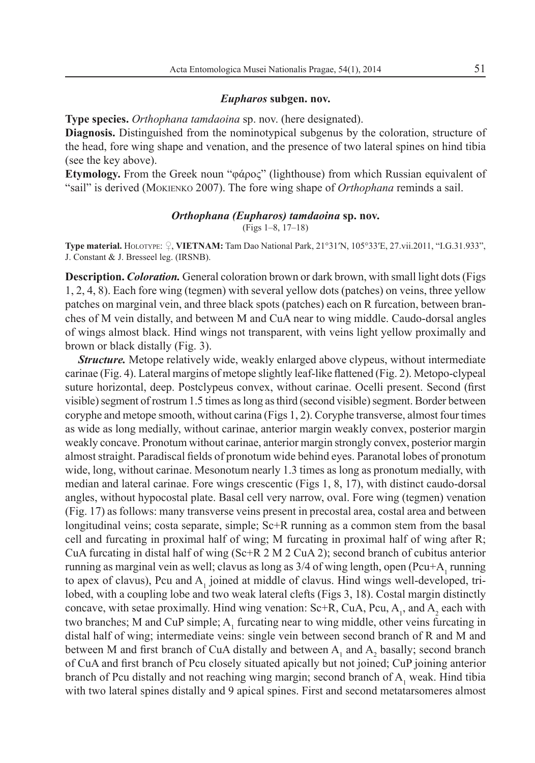### *Eupharos* subgen. nov.

**Type species.** *Orthophana tamdaoina* sp. nov. (here designated).

**Diagnosis.** Distinguished from the nominotypical subgenus by the coloration, structure of the head, fore wing shape and venation, and the presence of two lateral spines on hind tibia (see the key above).

**Etymology.** From the Greek noun "φάρος" (lighthouse) from which Russian equivalent of "sail" is derived (Mokienko 2007). The fore wing shape of *Orthophana* reminds a sail.

### *Orthophana (Eupharos) tamdaoina* sp. nov.

(Figs 1–8, 17–18)

**Type material.** Holotype: ♀, **VIETNAM:** Tam Dao National Park, 21°31′N, 105°33′E, 27.vii.2011, "I.G.31.933", J. Constant & J. Bresseel leg. (IRSNB).

**Description.** ***Coloration.*** General coloration brown or dark brown, with small light dots (Figs 1, 2, 4, 8). Each fore wing (tegmen) with several yellow dots (patches) on veins, three yellow patches on marginal vein, and three black spots (patches) each on R furcation, between branches of M vein distally, and between M and CuA near to wing middle. Caudo-dorsal angles of wings almost black. Hind wings not transparent, with veins light yellow proximally and brown or black distally (Fig. 3).

***Structure.*** Metope relatively wide, weakly enlarged above clypeus, without intermediate carinae (Fig. 4). Lateral margins of metope slightly leaf-like flattened (Fig. 2). Metopo-clypeal suture horizontal, deep. Postclypeus convex, without carinae. Ocelli present. Second (first visible) segment of rostrum 1.5 times as long as third (second visible) segment. Border between coryphe and metope smooth, without carina (Figs 1, 2). Coryphe transverse, almost four times as wide as long medially, without carinae, anterior margin weakly convex, posterior margin weakly concave. Pronotum without carinae, anterior margin strongly convex, posterior margin almost straight. Paradiscal fields of pronotum wide behind eyes. Paranotal lobes of pronotum wide, long, without carinae. Mesonotum nearly 1.3 times as long as pronotum medially, with median and lateral carinae. Fore wings crescentic (Figs 1, 8, 17), with distinct caudo-dorsal angles, without hypocostal plate. Basal cell very narrow, oval. Fore wing (tegmen) venation (Fig. 17) as follows: many transverse veins present in precostal area, costal area and between longitudinal veins; costa separate, simple; Sc+R running as a common stem from the basal cell and furcating in proximal half of wing; M furcating in proximal half of wing after R; CuA furcating in distal half of wing (Sc+R 2 M 2 CuA 2); second branch of cubitus anterior running as marginal vein as well; clavus as long as 3/4 of wing length, open (Pcu+$A_1$ running to apex of clavus), Pcu and $A_1$ joined at middle of clavus. Hind wings well-developed, trilobed, with a coupling lobe and two weak lateral clefts (Figs 3, 18). Costal margin distinctly concave, with setae proximally. Hind wing venation: Sc+R, CuA, Pcu, $A_1$, and $A_2$ each with two branches; M and CuP simple; $A_1$ furcating near to wing middle, other veins furcating in distal half of wing; intermediate veins: single vein between second branch of R and M and between M and first branch of CuA distally and between $A_1$ and $A_2$ basally; second branch of CuA and first branch of Pcu closely situated apically but not joined; CuP joining anterior branch of Pcu distally and not reaching wing margin; second branch of $A_1$ weak. Hind tibia with two lateral spines distally and 9 apical spines. First and second metatarsomeres almost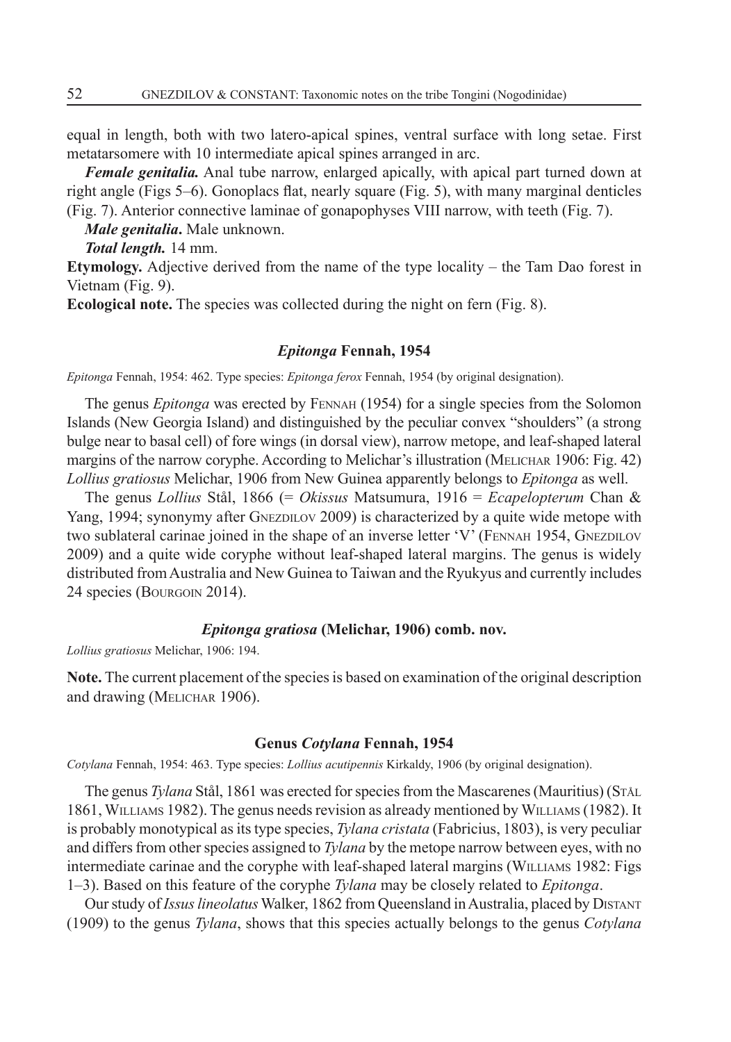equal in length, both with two latero-apical spines, ventral surface with long setae. First metatarsomere with 10 intermediate apical spines arranged in arc.

***Female genitalia.*** Anal tube narrow, enlarged apically, with apical part turned down at right angle (Figs 5–6). Gonoplacs flat, nearly square (Fig. 5), with many marginal denticles (Fig. 7). Anterior connective laminae of gonapophyses VIII narrow, with teeth (Fig. 7).

***Male genitalia*.** Male unknown.

***Total length.*** 14 mm.

**Etymology.** Adjective derived from the name of the type locality – the Tam Dao forest in Vietnam (Fig. 9).

**Ecological note.** The species was collected during the night on fern (Fig. 8).

### *Epitonga* Fennah, 1954

*Epitonga* Fennah, 1954: 462. Type species: *Epitonga ferox* Fennah, 1954 (by original designation).

The genus *Epitonga* was erected by Fennah (1954) for a single species from the Solomon Islands (New Georgia Island) and distinguished by the peculiar convex "shoulders" (a strong bulge near to basal cell) of fore wings (in dorsal view), narrow metope, and leaf-shaped lateral margins of the narrow coryphe. According to Melichar's illustration (Melichar 1906: Fig. 42) *Lollius gratiosus* Melichar, 1906 from New Guinea apparently belongs to *Epitonga* as well.

The genus *Lollius* Stål, 1866 (= *Okissus* Matsumura, 1916 = *Ecapelopterum* Chan & Yang, 1994; synonymy after Gnezdilov 2009) is characterized by a quite wide metope with two sublateral carinae joined in the shape of an inverse letter 'V' (Fennah 1954, Gnezdilov 2009) and a quite wide coryphe without leaf-shaped lateral margins. The genus is widely distributed from Australia and New Guinea to Taiwan and the Ryukyus and currently includes 24 species (Bourgoin 2014).

### *Epitonga gratiosa* (Melichar, 1906) comb. nov.

*Lollius gratiosus* Melichar, 1906: 194.

**Note.** The current placement of the species is based on examination of the original description and drawing (Melichar 1906).

### Genus *Cotylana* Fennah, 1954

*Cotylana* Fennah, 1954: 463. Type species: *Lollius acutipennis* Kirkaldy, 1906 (by original designation).

The genus *Tylana* Stål, 1861 was erected for species from the Mascarenes (Mauritius) (Stål 1861, Williams 1982). The genus needs revision as already mentioned by Williams (1982). It is probably monotypical as its type species, *Tylana cristata* (Fabricius, 1803), is very peculiar and differs from other species assigned to *Tylana* by the metope narrow between eyes, with no intermediate carinae and the coryphe with leaf-shaped lateral margins (Williams 1982: Figs 1–3). Based on this feature of the coryphe *Tylana* may be closely related to *Epitonga*.

Our study of *Issus lineolatus* Walker, 1862 from Queensland in Australia, placed by Distant (1909) to the genus *Tylana*, shows that this species actually belongs to the genus *Cotylana*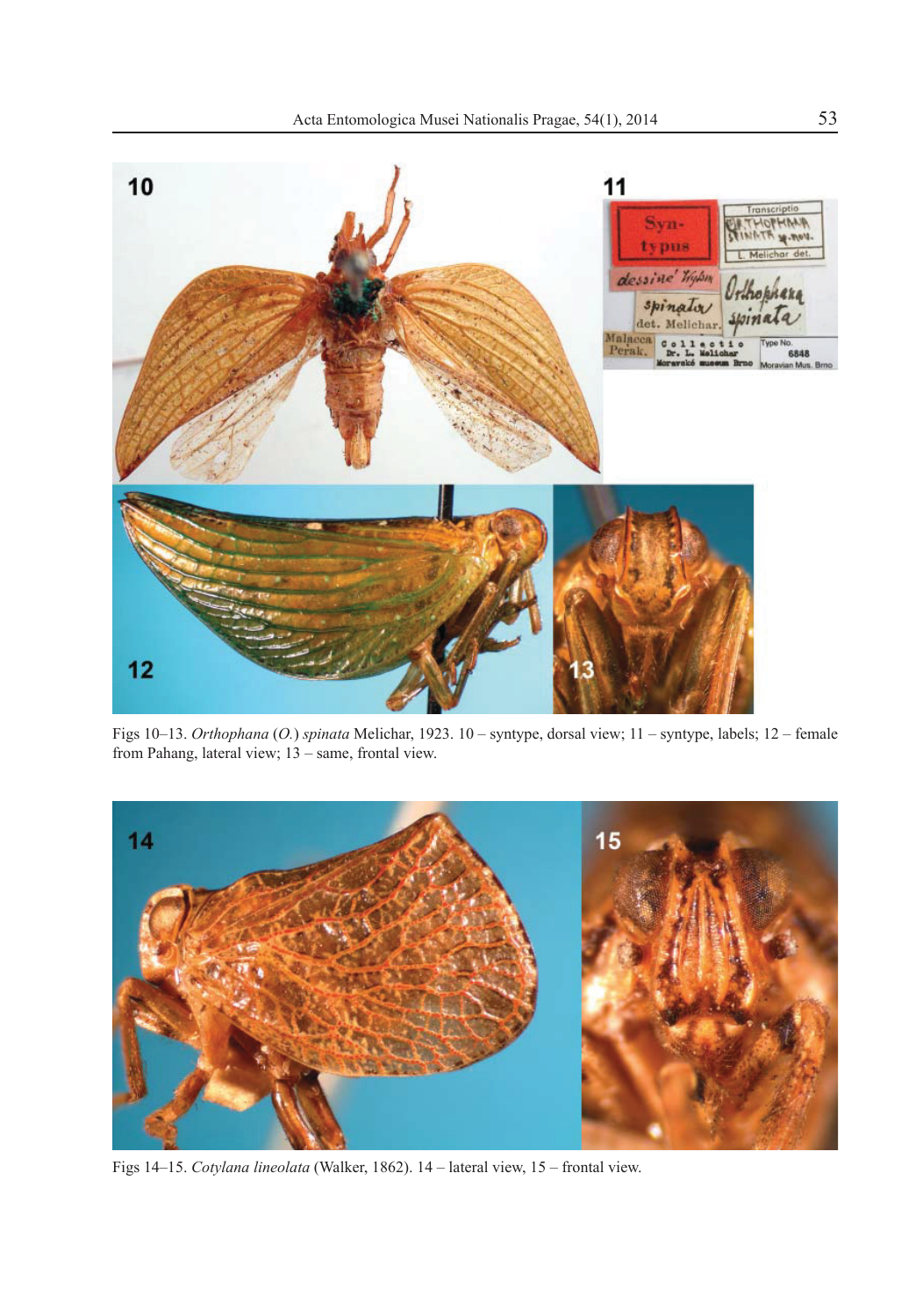Figs 10–13. *Orthophana* (*O.*) *spinata* Melichar, 1923. 10 – syntype, dorsal view; 11 – syntype, labels; 12 – female from Pahang, lateral view; 13 – same, frontal view.

Figs 14–15. *Cotylana lineolata* (Walker, 1862). 14 – lateral view, 15 – frontal view.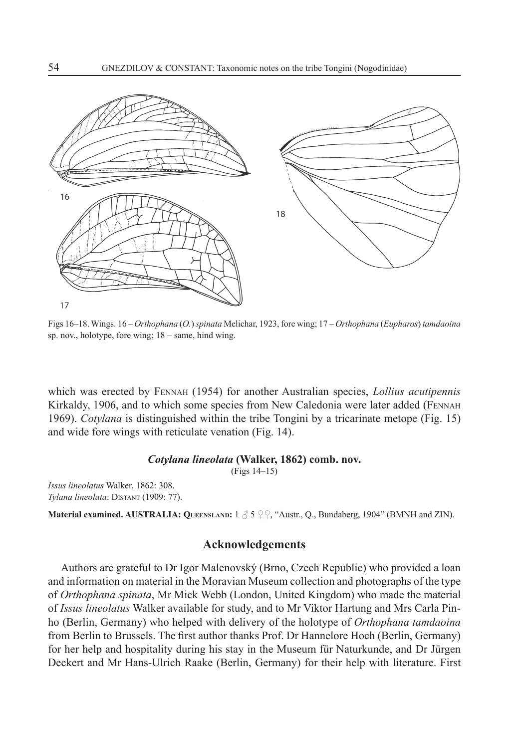Figs 16–18. Wings. 16 – *Orthophana* (*O.*) *spinata* Melichar, 1923, fore wing; 17 – *Orthophana* (*Eupharos*) *tamdaoina* sp. nov., holotype, fore wing; 18 – same, hind wing.

which was erected by FENNAH (1954) for another Australian species, *Lollius acutipennis* Kirkaldy, 1906, and to which some species from New Caledonia were later added (FENNAH 1969). *Cotylana* is distinguished within the tribe Tongini by a tricarinate metope (Fig. 15) and wide fore wings with reticulate venation (Fig. 14).

### *Cotylana lineolata* (Walker, 1862) comb. nov.

(Figs 14–15)

*Issus lineolatus* Walker, 1862: 308.
*Tylana lineolata*: DISTANT (1909: 77).

**Material examined. AUSTRALIA: QUEENSLAND:** 1 ♂ 5 ♀♀, "Austr., Q., Bundaberg, 1904" (BMNH and ZIN).

## Acknowledgements

Authors are grateful to Dr Igor Malenovský (Brno, Czech Republic) who provided a loan and information on material in the Moravian Museum collection and photographs of the type of *Orthophana spinata*, Mr Mick Webb (London, United Kingdom) who made the material of *Issus lineolatus* Walker available for study, and to Mr Viktor Hartung and Mrs Carla Pinho (Berlin, Germany) who helped with delivery of the holotype of *Orthophana tamdaoina* from Berlin to Brussels. The first author thanks Prof. Dr Hannelore Hoch (Berlin, Germany) for her help and hospitality during his stay in the Museum für Naturkunde, and Dr Jürgen Deckert and Mr Hans-Ulrich Raake (Berlin, Germany) for their help with literature. First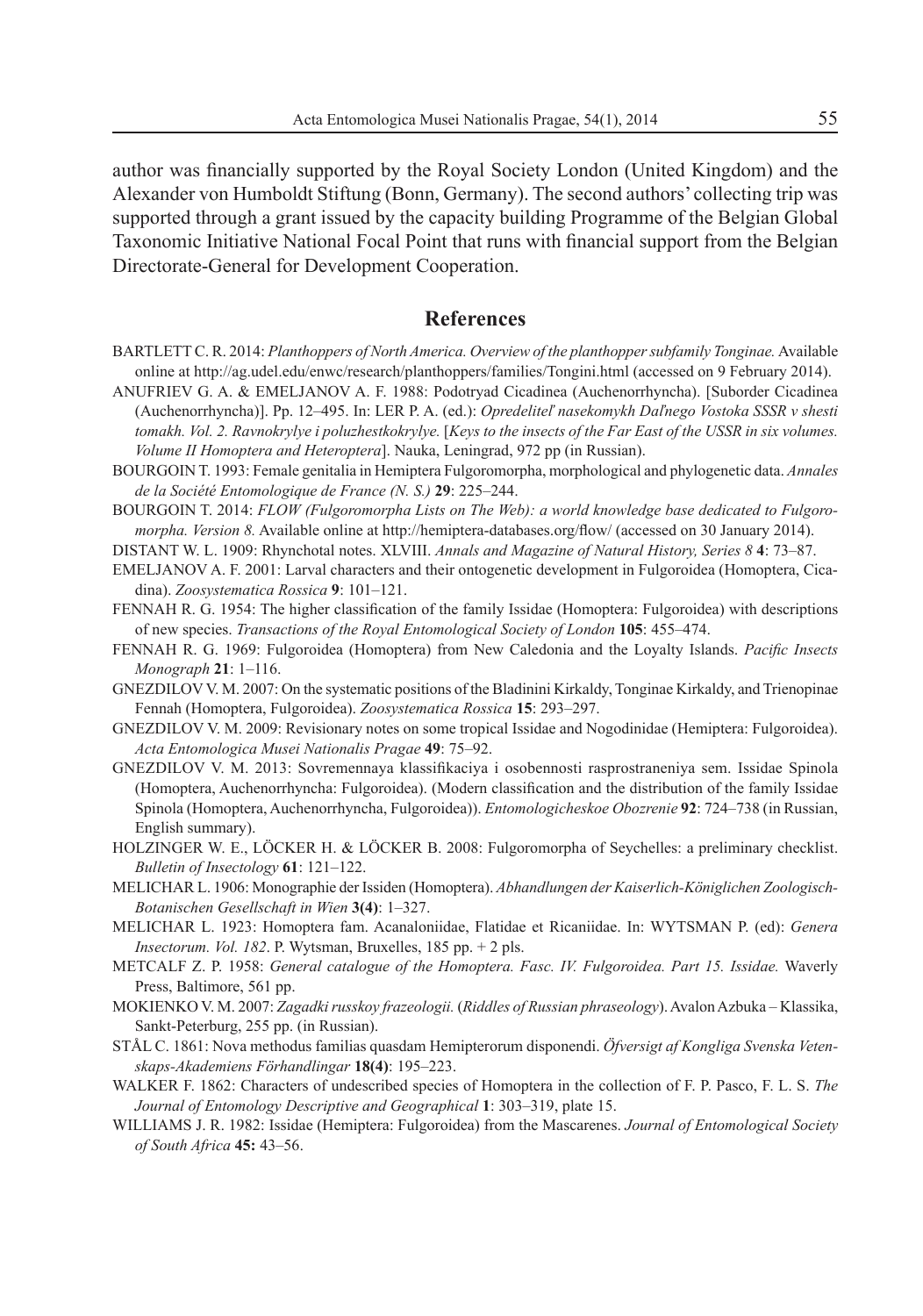author was financially supported by the Royal Society London (United Kingdom) and the Alexander von Humboldt Stiftung (Bonn, Germany). The second authors' collecting trip was supported through a grant issued by the capacity building Programme of the Belgian Global Taxonomic Initiative National Focal Point that runs with financial support from the Belgian Directorate-General for Development Cooperation.

## References

BARTLETT C. R. 2014: *Planthoppers of North America. Overview of the planthopper subfamily Tonginae.* Available online at http://ag.udel.edu/enwc/research/planthoppers/families/Tongini.html (accessed on 9 February 2014).

ANUFRIEV G. A. & EMELJANOV A. F. 1988: Podotryad Cicadinea (Auchenorrhyncha). [Suborder Cicadinea (Auchenorrhyncha)]. Pp. 12–495. In: LER P. A. (ed.): *Opredelitel' nasekomykh Dal'nego Vostoka SSSR v shesti tomakh. Vol. 2. Ravnokrylye i poluzhestkokrylye.* [*Keys to the insects of the Far East of the USSR in six volumes. Volume II Homoptera and Heteroptera*]. Nauka, Leningrad, 972 pp (in Russian).

BOURGOIN T. 1993: Female genitalia in Hemiptera Fulgoromorpha, morphological and phylogenetic data. *Annales de la Société Entomologique de France (N. S.)* **29**: 225–244.

BOURGOIN T. 2014: *FLOW (Fulgoromorpha Lists on The Web): a world knowledge base dedicated to Fulgoromorpha. Version 8.* Available online at http://hemiptera-databases.org/flow/ (accessed on 30 January 2014).

DISTANT W. L. 1909: Rhynchotal notes. XLVIII. *Annals and Magazine of Natural History, Series 8* **4**: 73–87.

EMELJANOV A. F. 2001: Larval characters and their ontogenetic development in Fulgoroidea (Homoptera, Cicadina). *Zoosystematica Rossica* **9**: 101–121.

FENNAH R. G. 1954: The higher classification of the family Issidae (Homoptera: Fulgoroidea) with descriptions of new species. *Transactions of the Royal Entomological Society of London* **105**: 455–474.

FENNAH R. G. 1969: Fulgoroidea (Homoptera) from New Caledonia and the Loyalty Islands. *Pacific Insects Monograph* **21**: 1–116.

GNEZDILOV V. M. 2007: On the systematic positions of the Bladinini Kirkaldy, Tonginae Kirkaldy, and Trienopinae Fennah (Homoptera, Fulgoroidea). *Zoosystematica Rossica* **15**: 293–297.

GNEZDILOV V. M. 2009: Revisionary notes on some tropical Issidae and Nogodinidae (Hemiptera: Fulgoroidea). *Acta Entomologica Musei Nationalis Pragae* **49**: 75–92.

GNEZDILOV V. M. 2013: Sovremennaya klassifikaciya i osobennosti rasprostraneniya sem. Issidae Spinola (Homoptera, Auchenorrhyncha: Fulgoroidea). (Modern classification and the distribution of the family Issidae Spinola (Homoptera, Auchenorrhyncha, Fulgoroidea)). *Entomologicheskoe Obozrenie* **92**: 724–738 (in Russian, English summary).

HOLZINGER W. E., LÖCKER H. & LÖCKER B. 2008: Fulgoromorpha of Seychelles: a preliminary checklist. *Bulletin of Insectology* **61**: 121–122.

MELICHAR L. 1906: Monographie der Issiden (Homoptera). *Abhandlungen der Kaiserlich-Königlichen Zoologisch-Botanischen Gesellschaft in Wien* **3(4)**: 1–327.

MELICHAR L. 1923: Homoptera fam. Acanaloniidae, Flatidae et Ricaniidae. In: WYTSMAN P. (ed): *Genera Insectorum. Vol. 182*. P. Wytsman, Bruxelles, 185 pp. + 2 pls.

METCALF Z. P. 1958: *General catalogue of the Homoptera. Fasc. IV. Fulgoroidea. Part 15. Issidae.* Waverly Press, Baltimore, 561 pp.

MOKIENKO V. M. 2007: *Zagadki russkoy frazeologii.* (*Riddles of Russian phraseology*). Avalon Azbuka – Klassika, Sankt-Peterburg, 255 pp. (in Russian).

STÅL C. 1861: Nova methodus familias quasdam Hemipterorum disponendi. *Öfversigt af Kongliga Svenska Vetenskaps-Akademiens Förhandlingar* **18(4)**: 195–223.

WALKER F. 1862: Characters of undescribed species of Homoptera in the collection of F. P. Pasco, F. L. S. *The Journal of Entomology Descriptive and Geographical* **1**: 303–319, plate 15.

WILLIAMS J. R. 1982: Issidae (Hemiptera: Fulgoroidea) from the Mascarenes. *Journal of Entomological Society of South Africa* **45:** 43–56.